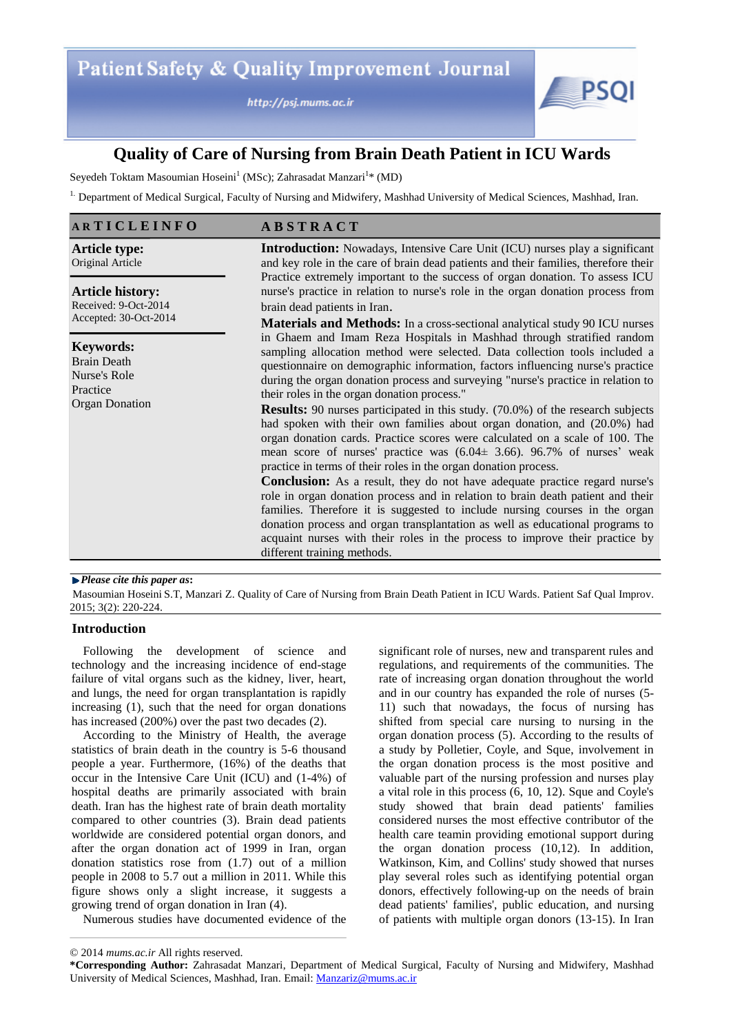# Quality of Care of Nursing from Brain Death Patient in ICU Wards

Seyedeh Toktam Masoumian Hoseini[1] (MSc); Zahrasadat Manzari[1]* (MD)

[1.] Department of Medical Surgical, Faculty of Nursing and Midwifery, Mashhad University of Medical Sciences, Mashhad, Iran.

**ARTICLE INFO**

**Article type:**
Original Article

**Article history:**
Received: 9-Oct-2014
Accepted: 30-Oct-2014

**Keywords:**
Brain Death
Nurse's Role
Practice
Organ Donation

**ABSTRACT**

**Introduction:** Nowadays, Intensive Care Unit (ICU) nurses play a significant and key role in the care of brain dead patients and their families, therefore their Practice extremely important to the success of organ donation. To assess ICU nurse's practice in relation to nurse's role in the organ donation process from brain dead patients in Iran.

**Materials and Methods:** In a cross-sectional analytical study 90 ICU nurses in Ghaem and Imam Reza Hospitals in Mashhad through stratified random sampling allocation method were selected. Data collection tools included a questionnaire on demographic information, factors influencing nurse's practice during the organ donation process and surveying "nurse's practice in relation to their roles in the organ donation process."

**Results:** 90 nurses participated in this study. (70.0%) of the research subjects had spoken with their own families about organ donation, and (20.0%) had organ donation cards. Practice scores were calculated on a scale of 100. The mean score of nurses' practice was (6.04± 3.66). 96.7% of nurses' weak practice in terms of their roles in the organ donation process.

**Conclusion:** As a result, they do not have adequate practice regard nurse's role in organ donation process and in relation to brain death patient and their families. Therefore it is suggested to include nursing courses in the organ donation process and organ transplantation as well as educational programs to acquaint nurses with their roles in the process to improve their practice by different training methods.

***Please cite this paper as*:**
Masoumian Hoseini S.T, Manzari Z. Quality of Care of Nursing from Brain Death Patient in ICU Wards. Patient Saf Qual Improv. 2015; 3(2): 220-224.

## Introduction

Following the development of science and technology and the increasing incidence of end-stage failure of vital organs such as the kidney, liver, heart, and lungs, the need for organ transplantation is rapidly increasing (1), such that the need for organ donations has increased (200%) over the past two decades (2).

According to the Ministry of Health, the average statistics of brain death in the country is 5-6 thousand people a year. Furthermore, (16%) of the deaths that occur in the Intensive Care Unit (ICU) and (1-4%) of hospital deaths are primarily associated with brain death. Iran has the highest rate of brain death mortality compared to other countries (3). Brain dead patients worldwide are considered potential organ donors, and after the organ donation act of 1999 in Iran, organ donation statistics rose from (1.7) out of a million people in 2008 to 5.7 out a million in 2011. While this figure shows only a slight increase, it suggests a growing trend of organ donation in Iran (4).

Numerous studies have documented evidence of the significant role of nurses, new and transparent rules and regulations, and requirements of the communities. The rate of increasing organ donation throughout the world and in our country has expanded the role of nurses (5-11) such that nowadays, the focus of nursing has shifted from special care nursing to nursing in the organ donation process (5). According to the results of a study by Polletier, Coyle, and Sque, involvement in the organ donation process is the most positive and valuable part of the nursing profession and nurses play a vital role in this process (6, 10, 12). Sque and Coyle's study showed that brain dead patients' families considered nurses the most effective contributor of the health care teamin providing emotional support during the organ donation process (10,12). In addition, Watkinson, Kim, and Collins' study showed that nurses play several roles such as identifying potential organ donors, effectively following-up on the needs of brain dead patients' families', public education, and nursing of patients with multiple organ donors (13-15). In Iran

© 2014 *mums.ac.ir* All rights reserved.

***Corresponding Author:** Zahrasadat Manzari, Department of Medical Surgical, Faculty of Nursing and Midwifery, Mashhad University of Medical Sciences, Mashhad, Iran. Email: Manzariz@mums.ac.ir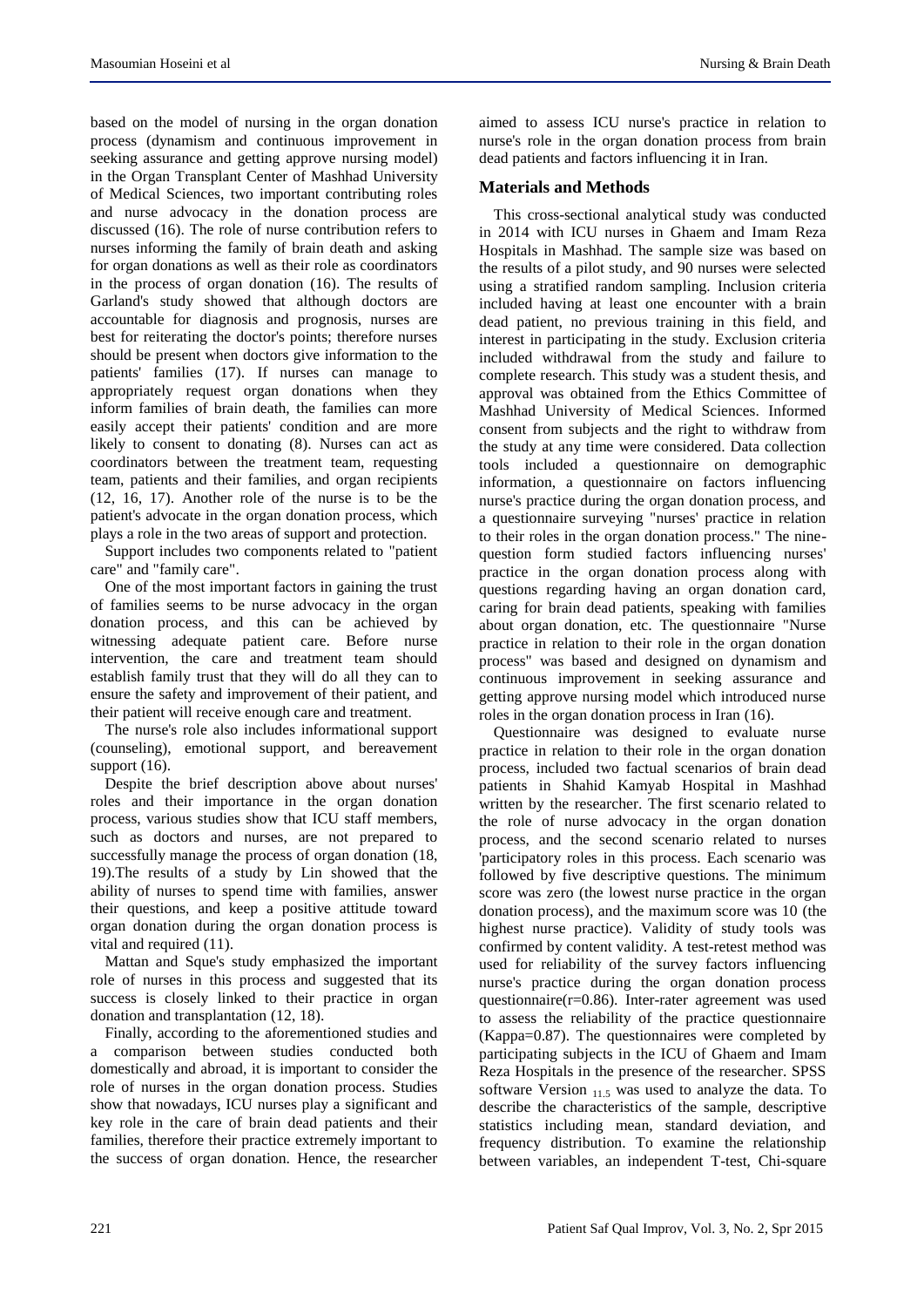based on the model of nursing in the organ donation process (dynamism and continuous improvement in seeking assurance and getting approve nursing model) in the Organ Transplant Center of Mashhad University of Medical Sciences, two important contributing roles and nurse advocacy in the donation process are discussed (16). The role of nurse contribution refers to nurses informing the family of brain death and asking for organ donations as well as their role as coordinators in the process of organ donation (16). The results of Garland's study showed that although doctors are accountable for diagnosis and prognosis, nurses are best for reiterating the doctor's points; therefore nurses should be present when doctors give information to the patients' families (17). If nurses can manage to appropriately request organ donations when they inform families of brain death, the families can more easily accept their patients' condition and are more likely to consent to donating (8). Nurses can act as coordinators between the treatment team, requesting team, patients and their families, and organ recipients (12, 16, 17). Another role of the nurse is to be the patient's advocate in the organ donation process, which plays a role in the two areas of support and protection.

Support includes two components related to "patient care" and "family care".

One of the most important factors in gaining the trust of families seems to be nurse advocacy in the organ donation process, and this can be achieved by witnessing adequate patient care. Before nurse intervention, the care and treatment team should establish family trust that they will do all they can to ensure the safety and improvement of their patient, and their patient will receive enough care and treatment.

The nurse's role also includes informational support (counseling), emotional support, and bereavement support (16).

Despite the brief description above about nurses' roles and their importance in the organ donation process, various studies show that ICU staff members, such as doctors and nurses, are not prepared to successfully manage the process of organ donation (18, 19).The results of a study by Lin showed that the ability of nurses to spend time with families, answer their questions, and keep a positive attitude toward organ donation during the organ donation process is vital and required (11).

Mattan and Sque's study emphasized the important role of nurses in this process and suggested that its success is closely linked to their practice in organ donation and transplantation (12, 18).

Finally, according to the aforementioned studies and a comparison between studies conducted both domestically and abroad, it is important to consider the role of nurses in the organ donation process. Studies show that nowadays, ICU nurses play a significant and key role in the care of brain dead patients and their families, therefore their practice extremely important to the success of organ donation. Hence, the researcher aimed to assess ICU nurse's practice in relation to nurse's role in the organ donation process from brain dead patients and factors influencing it in Iran.

## Materials and Methods

This cross-sectional analytical study was conducted in 2014 with ICU nurses in Ghaem and Imam Reza Hospitals in Mashhad. The sample size was based on the results of a pilot study, and 90 nurses were selected using a stratified random sampling. Inclusion criteria included having at least one encounter with a brain dead patient, no previous training in this field, and interest in participating in the study. Exclusion criteria included withdrawal from the study and failure to complete research. This study was a student thesis, and approval was obtained from the Ethics Committee of Mashhad University of Medical Sciences. Informed consent from subjects and the right to withdraw from the study at any time were considered. Data collection tools included a questionnaire on demographic information, a questionnaire on factors influencing nurse's practice during the organ donation process, and a questionnaire surveying "nurses' practice in relation to their roles in the organ donation process." The nine-question form studied factors influencing nurses' practice in the organ donation process along with questions regarding having an organ donation card, caring for brain dead patients, speaking with families about organ donation, etc. The questionnaire "Nurse practice in relation to their role in the organ donation process" was based and designed on dynamism and continuous improvement in seeking assurance and getting approve nursing model which introduced nurse roles in the organ donation process in Iran (16).

Questionnaire was designed to evaluate nurse practice in relation to their role in the organ donation process, included two factual scenarios of brain dead patients in Shahid Kamyab Hospital in Mashhad written by the researcher. The first scenario related to the role of nurse advocacy in the organ donation process, and the second scenario related to nurses 'participatory roles in this process. Each scenario was followed by five descriptive questions. The minimum score was zero (the lowest nurse practice in the organ donation process), and the maximum score was 10 (the highest nurse practice). Validity of study tools was confirmed by content validity. A test-retest method was used for reliability of the survey factors influencing nurse's practice during the organ donation process questionnaire(r=0.86). Inter-rater agreement was used to assess the reliability of the practice questionnaire (Kappa=0.87). The questionnaires were completed by participating subjects in the ICU of Ghaem and Imam Reza Hospitals in the presence of the researcher. SPSS software Version $_{11.5}$ was used to analyze the data. To describe the characteristics of the sample, descriptive statistics including mean, standard deviation, and frequency distribution. To examine the relationship between variables, an independent T-test, Chi-square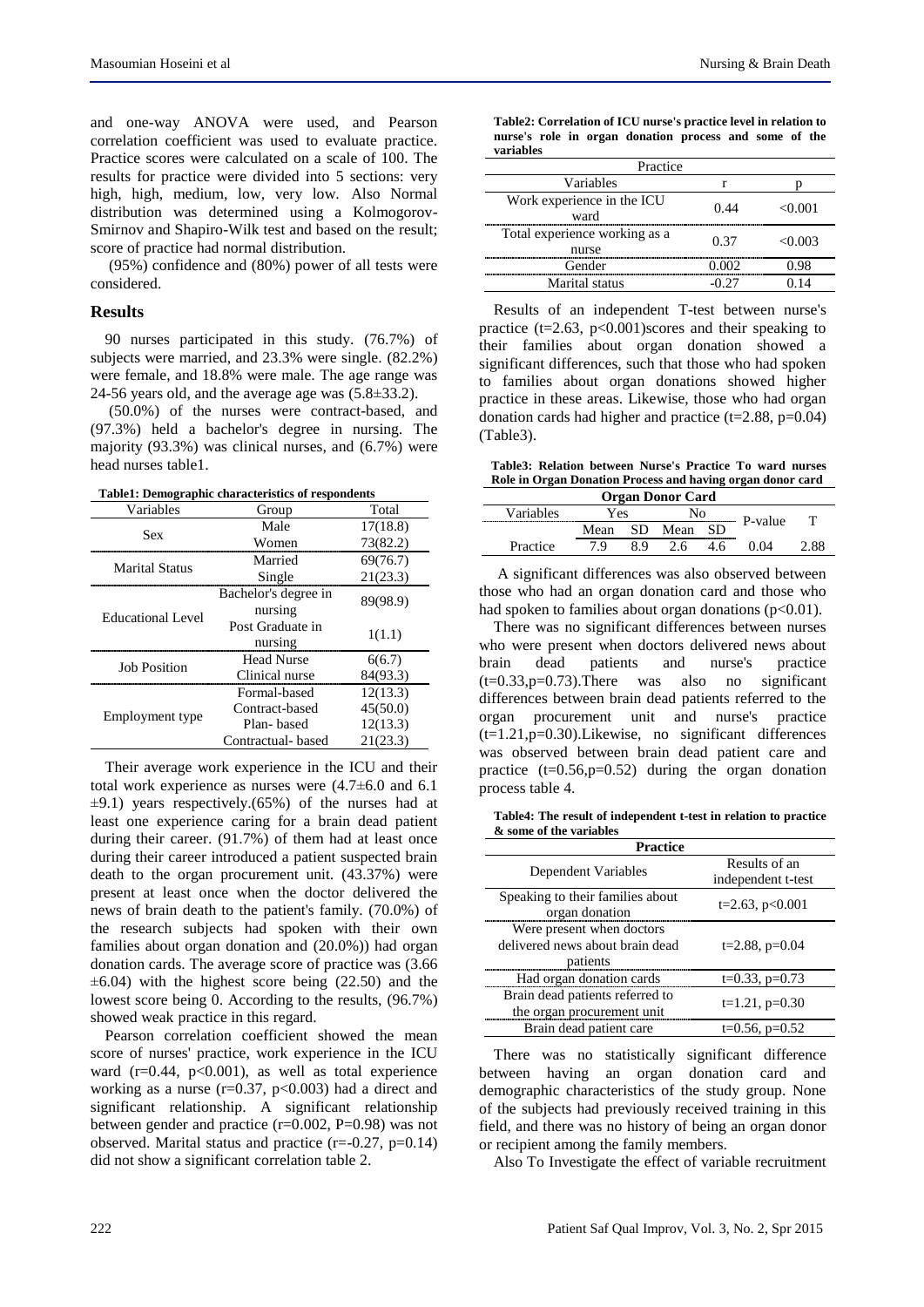and one-way ANOVA were used, and Pearson correlation coefficient was used to evaluate practice. Practice scores were calculated on a scale of 100. The results for practice were divided into 5 sections: very high, high, medium, low, very low. Also Normal distribution was determined using a Kolmogorov-Smirnov and Shapiro-Wilk test and based on the result; score of practice had normal distribution.

(95%) confidence and (80%) power of all tests were considered.

## Results

90 nurses participated in this study. (76.7%) of subjects were married, and 23.3% were single. (82.2%) were female, and 18.8% were male. The age range was 24-56 years old, and the average age was (5.8±33.2).

(50.0%) of the nurses were contract-based, and (97.3%) held a bachelor's degree in nursing. The majority (93.3%) was clinical nurses, and (6.7%) were head nurses table1.

**Table1: Demographic characteristics of respondents**

| Variables | Group | Total |
|---|---|---|
| Sex | Male | 17(18.8) |
| | Women | 73(82.2) |
| Marital Status | Married | 69(76.7) |
| | Single | 21(23.3) |
| Educational Level | Bachelor's degree in nursing | 89(98.9) |
| | Post Graduate in nursing | 1(1.1) |
| Job Position | Head Nurse | 6(6.7) |
| | Clinical nurse | 84(93.3) |
| Employment type | Formal-based | 12(13.3) |
| | Contract-based | 45(50.0) |
| | Plan- based | 12(13.3) |
| | Contractual- based | 21(23.3) |

Their average work experience in the ICU and their total work experience as nurses were (4.7±6.0 and 6.1 ±9.1) years respectively.(65%) of the nurses had at least one experience caring for a brain dead patient during their career. (91.7%) of them had at least once during their career introduced a patient suspected brain death to the organ procurement unit. (43.37%) were present at least once when the doctor delivered the news of brain death to the patient's family. (70.0%) of the research subjects had spoken with their own families about organ donation and (20.0%)) had organ donation cards. The average score of practice was (3.66 ±6.04) with the highest score being (22.50) and the lowest score being 0. According to the results, (96.7%) showed weak practice in this regard.

Pearson correlation coefficient showed the mean score of nurses' practice, work experience in the ICU ward (r=0.44, p<0.001), as well as total experience working as a nurse (r=0.37, p<0.003) had a direct and significant relationship. A significant relationship between gender and practice (r=0.002, P=0.98) was not observed. Marital status and practice (r=-0.27, p=0.14) did not show a significant correlation table 2.

**Table2: Correlation of ICU nurse's practice level in relation to nurse's role in organ donation process and some of the variables**

| Practice | | |
|---|---|---|
| Variables | r | p |
| Work experience in the ICU ward | 0.44 | <0.001 |
| Total experience working as a nurse | 0.37 | <0.003 |
| Gender | 0.002 | 0.98 |
| Marital status | -0.27 | 0.14 |

Results of an independent T-test between nurse's practice (t=2.63, p<0.001)scores and their speaking to their families about organ donation showed a significant differences, such that those who had spoken to families about organ donations showed higher practice in these areas. Likewise, those who had organ donation cards had higher and practice (t=2.88, p=0.04) (Table3).

**Table3: Relation between Nurse's Practice To ward nurses Role in Organ Donation Process and having organ donor card**

| Organ Donor Card | | | | | | |
|---|---|---|---|---|---|---|
| Variables | Yes | | No | | P-value | T |
| | Mean | SD | Mean | SD | | |
| Practice | 7.9 | 8.9 | 2.6 | 4.6 | 0.04 | 2.88 |

A significant differences was also observed between those who had an organ donation card and those who had spoken to families about organ donations (p<0.01).

There was no significant differences between nurses who were present when doctors delivered news about brain dead patients and nurse's practice (t=0.33,p=0.73).There was also no significant differences between brain dead patients referred to the organ procurement unit and nurse's practice (t=1.21,p=0.30).Likewise, no significant differences was observed between brain dead patient care and practice (t=0.56,p=0.52) during the organ donation process table 4.

**Table4: The result of independent t-test in relation to practice & some of the variables**

| Practice | |
|---|---|
| Dependent Variables | Results of an independent t-test |
| Speaking to their families about organ donation | t=2.63, p<0.001 |
| Were present when doctors delivered news about brain dead patients | t=2.88, p=0.04 |
| Had organ donation cards | t=0.33, p=0.73 |
| Brain dead patients referred to the organ procurement unit | t=1.21, p=0.30 |
| Brain dead patient care | t=0.56, p=0.52 |

There was no statistically significant difference between having an organ donation card and demographic characteristics of the study group. None of the subjects had previously received training in this field, and there was no history of being an organ donor or recipient among the family members.

Also To Investigate the effect of variable recruitment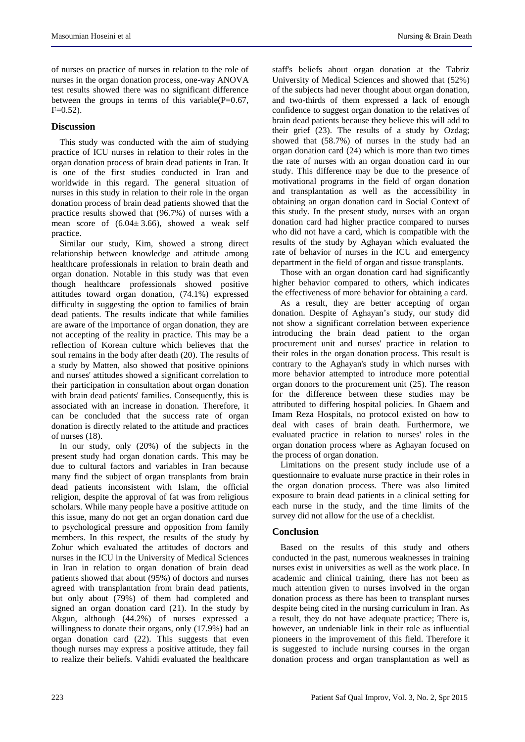of nurses on practice of nurses in relation to the role of nurses in the organ donation process, one-way ANOVA test results showed there was no significant difference between the groups in terms of this variable(P=0.67, F=0.52).

## Discussion

This study was conducted with the aim of studying practice of ICU nurses in relation to their roles in the organ donation process of brain dead patients in Iran. It is one of the first studies conducted in Iran and worldwide in this regard. The general situation of nurses in this study in relation to their role in the organ donation process of brain dead patients showed that the practice results showed that (96.7%) of nurses with a mean score of (6.04± 3.66), showed a weak self practice.

Similar our study, Kim, showed a strong direct relationship between knowledge and attitude among healthcare professionals in relation to brain death and organ donation. Notable in this study was that even though healthcare professionals showed positive attitudes toward organ donation, (74.1%) expressed difficulty in suggesting the option to families of brain dead patients. The results indicate that while families are aware of the importance of organ donation, they are not accepting of the reality in practice. This may be a reflection of Korean culture which believes that the soul remains in the body after death (20). The results of a study by Matten, also showed that positive opinions and nurses' attitudes showed a significant correlation to their participation in consultation about organ donation with brain dead patients' families. Consequently, this is associated with an increase in donation. Therefore, it can be concluded that the success rate of organ donation is directly related to the attitude and practices of nurses (18).

In our study, only (20%) of the subjects in the present study had organ donation cards. This may be due to cultural factors and variables in Iran because many find the subject of organ transplants from brain dead patients inconsistent with Islam, the official religion, despite the approval of fat was from religious scholars. While many people have a positive attitude on this issue, many do not get an organ donation card due to psychological pressure and opposition from family members. In this respect, the results of the study by Zohur which evaluated the attitudes of doctors and nurses in the ICU in the University of Medical Sciences in Iran in relation to organ donation of brain dead patients showed that about (95%) of doctors and nurses agreed with transplantation from brain dead patients, but only about (79%) of them had completed and signed an organ donation card (21). In the study by Akgun, although (44.2%) of nurses expressed a willingness to donate their organs, only (17.9%) had an organ donation card (22). This suggests that even though nurses may express a positive attitude, they fail to realize their beliefs. Vahidi evaluated the healthcare staff's beliefs about organ donation at the Tabriz University of Medical Sciences and showed that (52%) of the subjects had never thought about organ donation, and two-thirds of them expressed a lack of enough confidence to suggest organ donation to the relatives of brain dead patients because they believe this will add to their grief (23). The results of a study by Ozdag; showed that (58.7%) of nurses in the study had an organ donation card (24) which is more than two times the rate of nurses with an organ donation card in our study. This difference may be due to the presence of motivational programs in the field of organ donation and transplantation as well as the accessibility in obtaining an organ donation card in Social Context of this study. In the present study, nurses with an organ donation card had higher practice compared to nurses who did not have a card, which is compatible with the results of the study by Aghayan which evaluated the rate of behavior of nurses in the ICU and emergency department in the field of organ and tissue transplants.

Those with an organ donation card had significantly higher behavior compared to others, which indicates the effectiveness of more behavior for obtaining a card.

As a result, they are better accepting of organ donation. Despite of Aghayan's study, our study did not show a significant correlation between experience introducing the brain dead patient to the organ procurement unit and nurses' practice in relation to their roles in the organ donation process. This result is contrary to the Aghayan's study in which nurses with more behavior attempted to introduce more potential organ donors to the procurement unit (25). The reason for the difference between these studies may be attributed to differing hospital policies. In Ghaem and Imam Reza Hospitals, no protocol existed on how to deal with cases of brain death. Furthermore, we evaluated practice in relation to nurses' roles in the organ donation process where as Aghayan focused on the process of organ donation.

Limitations on the present study include use of a questionnaire to evaluate nurse practice in their roles in the organ donation process. There was also limited exposure to brain dead patients in a clinical setting for each nurse in the study, and the time limits of the survey did not allow for the use of a checklist.

## Conclusion

Based on the results of this study and others conducted in the past, numerous weaknesses in training nurses exist in universities as well as the work place. In academic and clinical training, there has not been as much attention given to nurses involved in the organ donation process as there has been to transplant nurses despite being cited in the nursing curriculum in Iran. As a result, they do not have adequate practice; There is, however, an undeniable link in their role as influential pioneers in the improvement of this field. Therefore it is suggested to include nursing courses in the organ donation process and organ transplantation as well as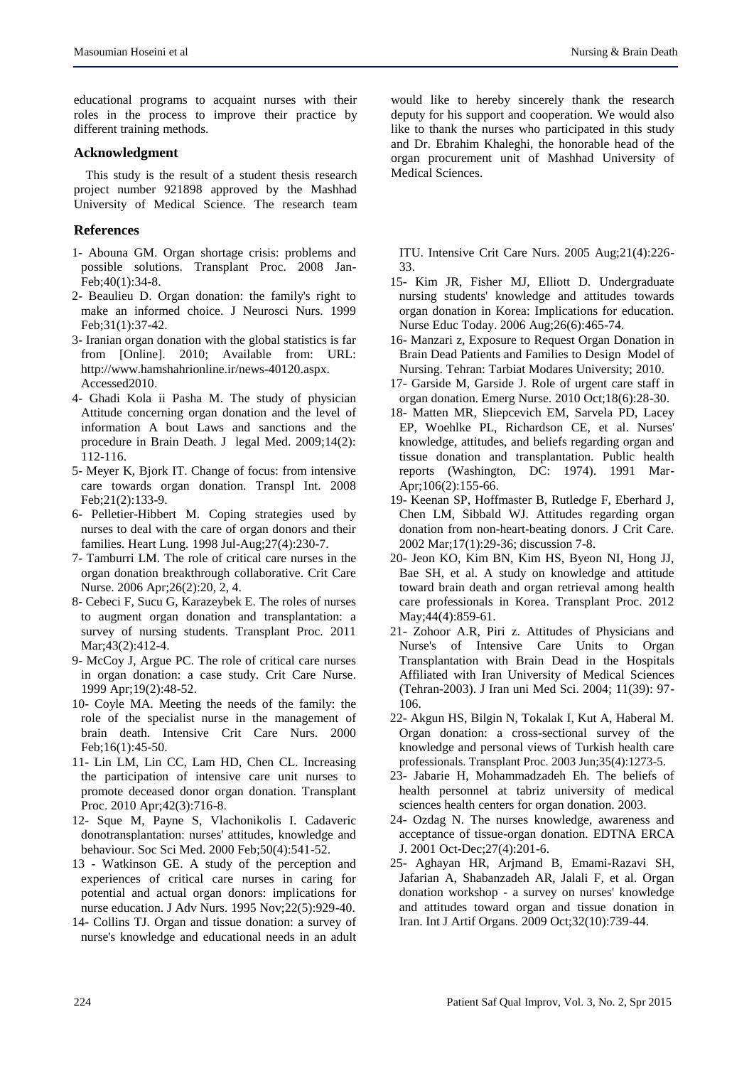educational programs to acquaint nurses with their roles in the process to improve their practice by different training methods.

## Acknowledgment

This study is the result of a student thesis research project number 921898 approved by the Mashhad University of Medical Science. The research team would like to hereby sincerely thank the research deputy for his support and cooperation. We would also like to thank the nurses who participated in this study and Dr. Ebrahim Khaleghi, the honorable head of the organ procurement unit of Mashhad University of Medical Sciences.

## References

1- Abouna GM. Organ shortage crisis: problems and possible solutions. Transplant Proc. 2008 Jan-Feb;40(1):34-8.

2- Beaulieu D. Organ donation: the family's right to make an informed choice. J Neurosci Nurs. 1999 Feb;31(1):37-42.

3- Iranian organ donation with the global statistics is far from [Online]. 2010; Available from: URL: http://www.hamshahrionline.ir/news-40120.aspx. Accessed2010.

4- Ghadi Kola ii Pasha M. The study of physician Attitude concerning organ donation and the level of information A bout Laws and sanctions and the procedure in Brain Death. J legal Med. 2009;14(2): 112-116.

5- Meyer K, Bjork IT. Change of focus: from intensive care towards organ donation. Transpl Int. 2008 Feb;21(2):133-9.

6- Pelletier-Hibbert M. Coping strategies used by nurses to deal with the care of organ donors and their families. Heart Lung. 1998 Jul-Aug;27(4):230-7.

7- Tamburri LM. The role of critical care nurses in the organ donation breakthrough collaborative. Crit Care Nurse. 2006 Apr;26(2):20, 2, 4.

8- Cebeci F, Sucu G, Karazeybek E. The roles of nurses to augment organ donation and transplantation: a survey of nursing students. Transplant Proc. 2011 Mar;43(2):412-4.

9- McCoy J, Argue PC. The role of critical care nurses in organ donation: a case study. Crit Care Nurse. 1999 Apr;19(2):48-52.

10- Coyle MA. Meeting the needs of the family: the role of the specialist nurse in the management of brain death. Intensive Crit Care Nurs. 2000 Feb;16(1):45-50.

11- Lin LM, Lin CC, Lam HD, Chen CL. Increasing the participation of intensive care unit nurses to promote deceased donor organ donation. Transplant Proc. 2010 Apr;42(3):716-8.

12- Sque M, Payne S, Vlachonikolis I. Cadaveric donotransplantation: nurses' attitudes, knowledge and behaviour. Soc Sci Med. 2000 Feb;50(4):541-52.

13 - Watkinson GE. A study of the perception and experiences of critical care nurses in caring for potential and actual organ donors: implications for nurse education. J Adv Nurs. 1995 Nov;22(5):929-40.

14- Collins TJ. Organ and tissue donation: a survey of nurse's knowledge and educational needs in an adult ITU. Intensive Crit Care Nurs. 2005 Aug;21(4):226-33.

15- Kim JR, Fisher MJ, Elliott D. Undergraduate nursing students' knowledge and attitudes towards organ donation in Korea: Implications for education. Nurse Educ Today. 2006 Aug;26(6):465-74.

16- Manzari z, Exposure to Request Organ Donation in Brain Dead Patients and Families to Design Model of Nursing. Tehran: Tarbiat Modares University; 2010.

17- Garside M, Garside J. Role of urgent care staff in organ donation. Emerg Nurse. 2010 Oct;18(6):28-30.

18- Matten MR, Sliepcevich EM, Sarvela PD, Lacey EP, Woehlke PL, Richardson CE, et al. Nurses' knowledge, attitudes, and beliefs regarding organ and tissue donation and transplantation. Public health reports (Washington, DC: 1974). 1991 Mar-Apr;106(2):155-66.

19- Keenan SP, Hoffmaster B, Rutledge F, Eberhard J, Chen LM, Sibbald WJ. Attitudes regarding organ donation from non-heart-beating donors. J Crit Care. 2002 Mar;17(1):29-36; discussion 7-8.

20- Jeon KO, Kim BN, Kim HS, Byeon NI, Hong JJ, Bae SH, et al. A study on knowledge and attitude toward brain death and organ retrieval among health care professionals in Korea. Transplant Proc. 2012 May;44(4):859-61.

21- Zohoor A.R, Piri z. Attitudes of Physicians and Nurse's of Intensive Care Units to Organ Transplantation with Brain Dead in the Hospitals Affiliated with Iran University of Medical Sciences (Tehran-2003). J Iran uni Med Sci. 2004; 11(39): 97-106.

22- Akgun HS, Bilgin N, Tokalak I, Kut A, Haberal M. Organ donation: a cross-sectional survey of the knowledge and personal views of Turkish health care professionals. Transplant Proc. 2003 Jun;35(4):1273-5.

23- Jabarie H, Mohammadzadeh Eh. The beliefs of health personnel at tabriz university of medical sciences health centers for organ donation. 2003.

24- Ozdag N. The nurses knowledge, awareness and acceptance of tissue-organ donation. EDTNA ERCA J. 2001 Oct-Dec;27(4):201-6.

25- Aghayan HR, Arjmand B, Emami-Razavi SH, Jafarian A, Shabanzadeh AR, Jalali F, et al. Organ donation workshop - a survey on nurses' knowledge and attitudes toward organ and tissue donation in Iran. Int J Artif Organs. 2009 Oct;32(10):739-44.